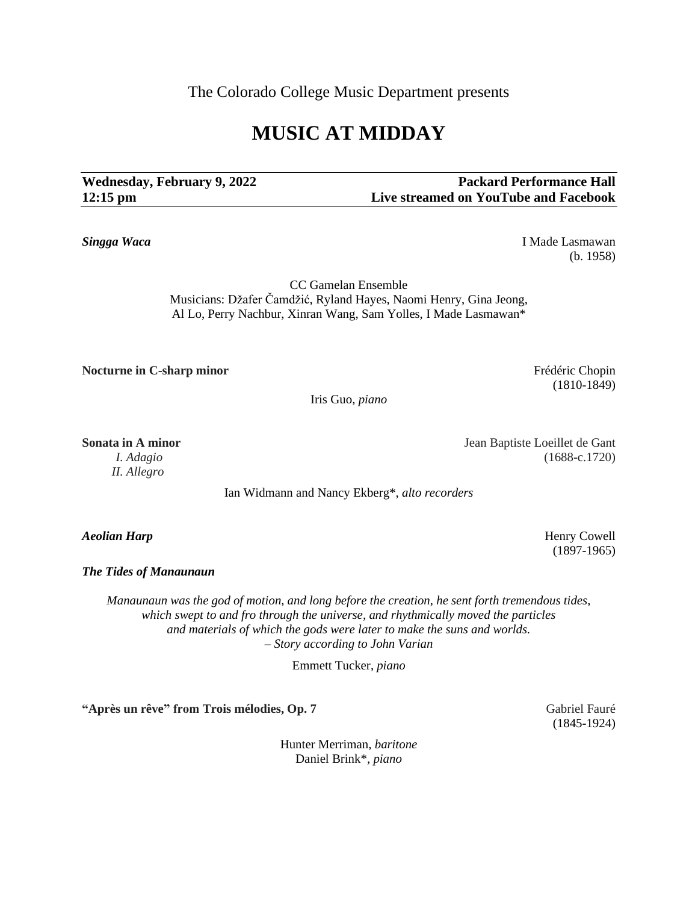The Colorado College Music Department presents

# MUSIC AT MIDDAY

**Wednesday, February 9, 2022** **Packard Performance Hall**
**12:15 pm** **Live streamed on YouTube and Facebook**

***Singga Waca*** I Made Lasmawan (b. 1958)

CC Gamelan Ensemble
Musicians: Džafer Čamdžić, Ryland Hayes, Naomi Henry, Gina Jeong, Al Lo, Perry Nachbur, Xinran Wang, Sam Yolles, I Made Lasmawan*

**Nocturne in C-sharp minor** Frédéric Chopin (1810-1849)

Iris Guo, *piano*

**Sonata in A minor** Jean Baptiste Loeillet de Gant (1688-c.1720)
*I. Adagio*
*II. Allegro*

Ian Widmann and Nancy Ekberg*, *alto recorders*

***Aeolian Harp*** Henry Cowell (1897-1965)

***The Tides of Manaunaun***

*Manaunaun was the god of motion, and long before the creation, he sent forth tremendous tides, which swept to and fro through the universe, and rhythmically moved the particles and materials of which the gods were later to make the suns and worlds.*
*– Story according to John Varian*

Emmett Tucker, *piano*

**"Après un rêve" from Trois mélodies, Op. 7** Gabriel Fauré (1845-1924)

Hunter Merriman, *baritone*
Daniel Brink*, *piano*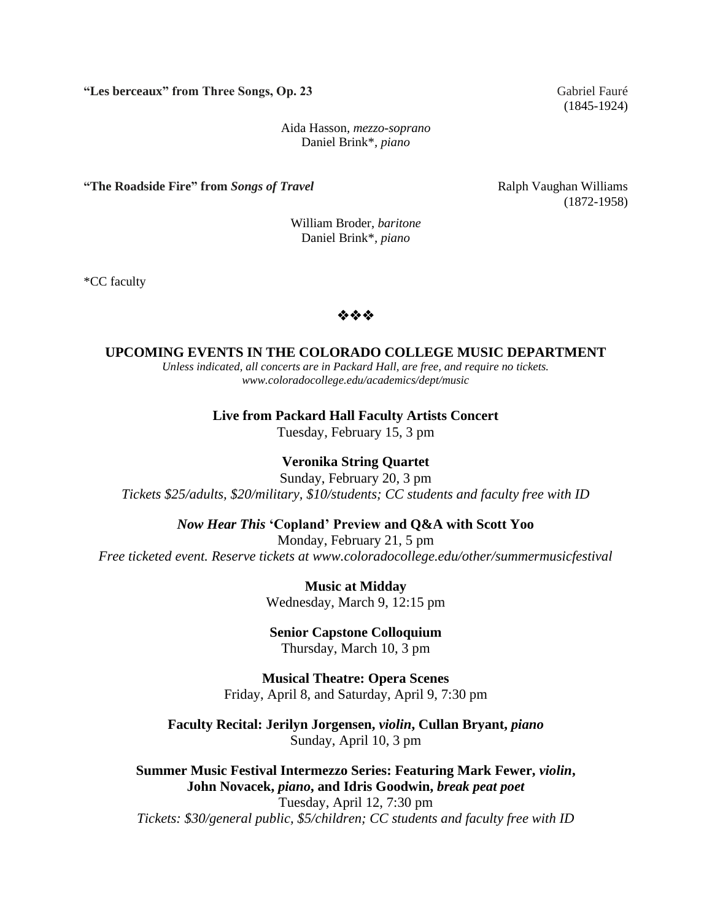**"Les berceaux" from Three Songs, Op. 23** Gabriel Fauré (1845-1924)

Aida Hasson, *mezzo-soprano*
Daniel Brink*, *piano*

**"The Roadside Fire" from *Songs of Travel*** Ralph Vaughan Williams (1872-1958)

William Broder, *baritone*
Daniel Brink*, *piano*

*CC faculty

❖❖❖

## UPCOMING EVENTS IN THE COLORADO COLLEGE MUSIC DEPARTMENT

*Unless indicated, all concerts are in Packard Hall, are free, and require no tickets.*
*www.coloradocollege.edu/academics/dept/music*

**Live from Packard Hall Faculty Artists Concert**
Tuesday, February 15, 3 pm

**Veronika String Quartet**
Sunday, February 20, 3 pm
*Tickets $25/adults, $20/military, $10/students; CC students and faculty free with ID*

***Now Hear This* 'Copland' Preview and Q&A with Scott Yoo**
Monday, February 21, 5 pm
*Free ticketed event. Reserve tickets at www.coloradocollege.edu/other/summermusicfestival*

**Music at Midday**
Wednesday, March 9, 12:15 pm

**Senior Capstone Colloquium**
Thursday, March 10, 3 pm

**Musical Theatre: Opera Scenes**
Friday, April 8, and Saturday, April 9, 7:30 pm

**Faculty Recital: Jerilyn Jorgensen, *violin*, Cullan Bryant, *piano***
Sunday, April 10, 3 pm

**Summer Music Festival Intermezzo Series: Featuring Mark Fewer, *violin*, John Novacek, *piano*, and Idris Goodwin, *break peat poet***
Tuesday, April 12, 7:30 pm
*Tickets: $30/general public, $5/children; CC students and faculty free with ID*